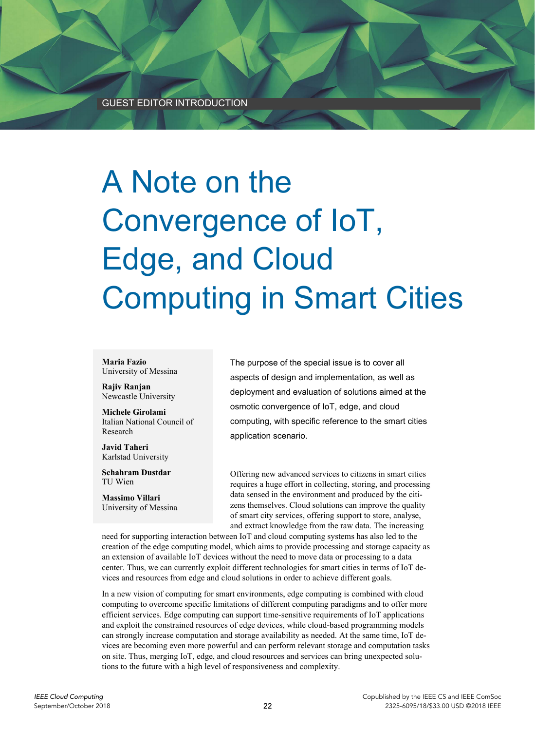GUEST EDITOR INTRODUCTION

# A Note on the Convergence of IoT, Edge, and Cloud Computing in Smart Cities

**Maria Fazio**
University of Messina

**Rajiv Ranjan**
Newcastle University

**Michele Girolami**
Italian National Council of Research

**Javid Taheri**
Karlstad University

**Schahram Dustdar**
TU Wien

**Massimo Villari**
University of Messina

The purpose of the special issue is to cover all aspects of design and implementation, as well as deployment and evaluation of solutions aimed at the osmotic convergence of IoT, edge, and cloud computing, with specific reference to the smart cities application scenario.

Offering new advanced services to citizens in smart cities requires a huge effort in collecting, storing, and processing data sensed in the environment and produced by the citizens themselves. Cloud solutions can improve the quality of smart city services, offering support to store, analyse, and extract knowledge from the raw data. The increasing need for supporting interaction between IoT and cloud computing systems has also led to the creation of the edge computing model, which aims to provide processing and storage capacity as an extension of available IoT devices without the need to move data or processing to a data center. Thus, we can currently exploit different technologies for smart cities in terms of IoT devices and resources from edge and cloud solutions in order to achieve different goals.

In a new vision of computing for smart environments, edge computing is combined with cloud computing to overcome specific limitations of different computing paradigms and to offer more efficient services. Edge computing can support time-sensitive requirements of IoT applications and exploit the constrained resources of edge devices, while cloud-based programming models can strongly increase computation and storage availability as needed. At the same time, IoT devices are becoming even more powerful and can perform relevant storage and computation tasks on site. Thus, merging IoT, edge, and cloud resources and services can bring unexpected solutions to the future with a high level of responsiveness and complexity.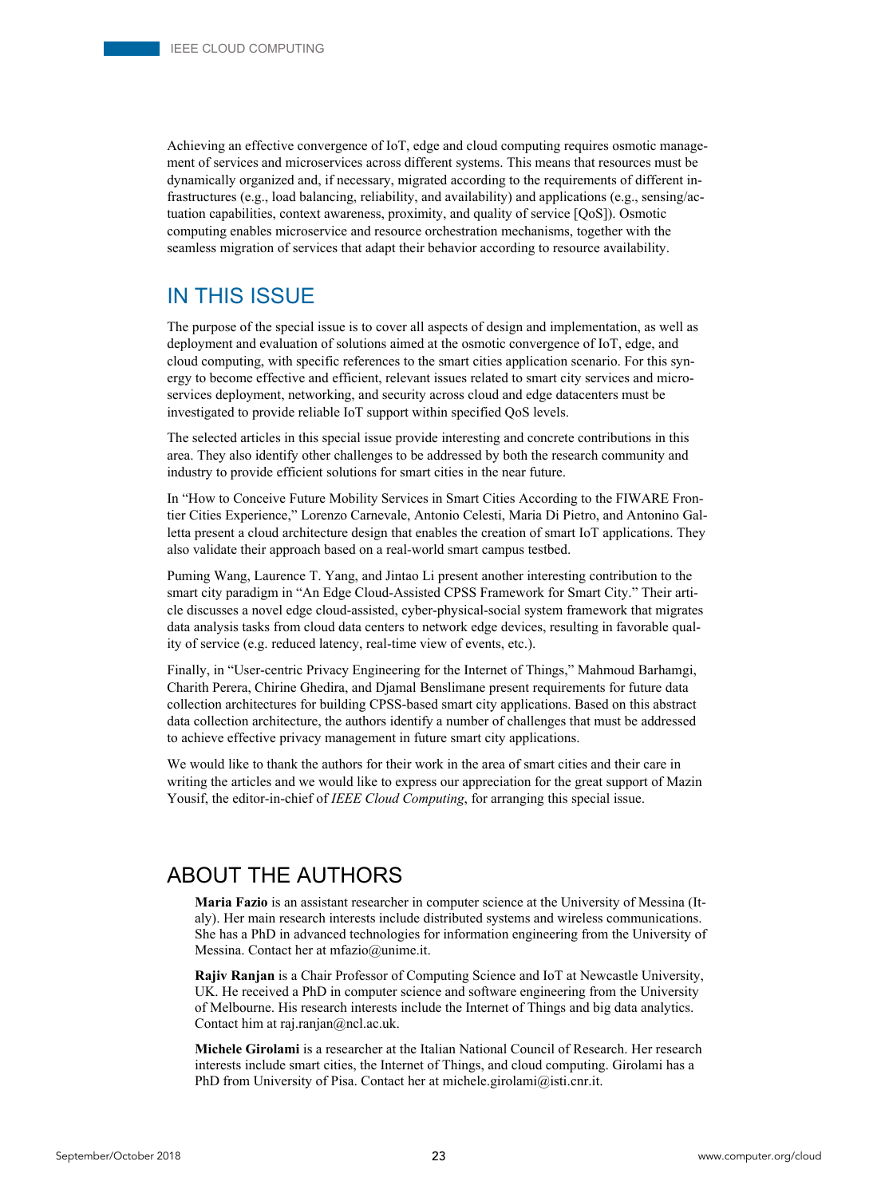Achieving an effective convergence of IoT, edge and cloud computing requires osmotic management of services and microservices across different systems. This means that resources must be dynamically organized and, if necessary, migrated according to the requirements of different infrastructures (e.g., load balancing, reliability, and availability) and applications (e.g., sensing/actuation capabilities, context awareness, proximity, and quality of service [QoS]). Osmotic computing enables microservice and resource orchestration mechanisms, together with the seamless migration of services that adapt their behavior according to resource availability.

## IN THIS ISSUE

The purpose of the special issue is to cover all aspects of design and implementation, as well as deployment and evaluation of solutions aimed at the osmotic convergence of IoT, edge, and cloud computing, with specific references to the smart cities application scenario. For this synergy to become effective and efficient, relevant issues related to smart city services and microservices deployment, networking, and security across cloud and edge datacenters must be investigated to provide reliable IoT support within specified QoS levels.

The selected articles in this special issue provide interesting and concrete contributions in this area. They also identify other challenges to be addressed by both the research community and industry to provide efficient solutions for smart cities in the near future.

In "How to Conceive Future Mobility Services in Smart Cities According to the FIWARE Frontier Cities Experience," Lorenzo Carnevale, Antonio Celesti, Maria Di Pietro, and Antonino Galletta present a cloud architecture design that enables the creation of smart IoT applications. They also validate their approach based on a real-world smart campus testbed.

Puming Wang, Laurence T. Yang, and Jintao Li present another interesting contribution to the smart city paradigm in "An Edge Cloud-Assisted CPSS Framework for Smart City." Their article discusses a novel edge cloud-assisted, cyber-physical-social system framework that migrates data analysis tasks from cloud data centers to network edge devices, resulting in favorable quality of service (e.g. reduced latency, real-time view of events, etc.).

Finally, in "User-centric Privacy Engineering for the Internet of Things," Mahmoud Barhamgi, Charith Perera, Chirine Ghedira, and Djamal Benslimane present requirements for future data collection architectures for building CPSS-based smart city applications. Based on this abstract data collection architecture, the authors identify a number of challenges that must be addressed to achieve effective privacy management in future smart city applications.

We would like to thank the authors for their work in the area of smart cities and their care in writing the articles and we would like to express our appreciation for the great support of Mazin Yousif, the editor-in-chief of *IEEE Cloud Computing*, for arranging this special issue.

## ABOUT THE AUTHORS

**Maria Fazio** is an assistant researcher in computer science at the University of Messina (Italy). Her main research interests include distributed systems and wireless communications. She has a PhD in advanced technologies for information engineering from the University of Messina. Contact her at mfazio@unime.it.

**Rajiv Ranjan** is a Chair Professor of Computing Science and IoT at Newcastle University, UK. He received a PhD in computer science and software engineering from the University of Melbourne. His research interests include the Internet of Things and big data analytics. Contact him at raj.ranjan@ncl.ac.uk.

**Michele Girolami** is a researcher at the Italian National Council of Research. Her research interests include smart cities, the Internet of Things, and cloud computing. Girolami has a PhD from University of Pisa. Contact her at michele.girolami@isti.cnr.it.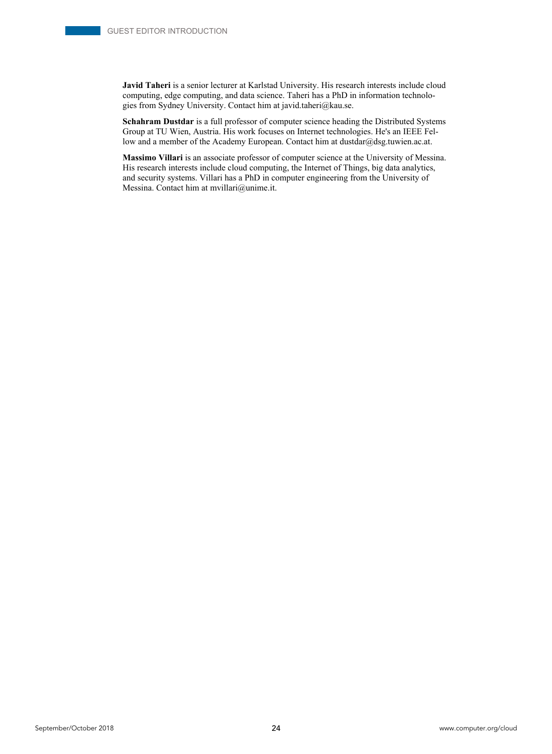**Javid Taheri** is a senior lecturer at Karlstad University. His research interests include cloud computing, edge computing, and data science. Taheri has a PhD in information technologies from Sydney University. Contact him at javid.taheri@kau.se.

**Schahram Dustdar** is a full professor of computer science heading the Distributed Systems Group at TU Wien, Austria. His work focuses on Internet technologies. He's an IEEE Fellow and a member of the Academy European. Contact him at dustdar@dsg.tuwien.ac.at.

**Massimo Villari** is an associate professor of computer science at the University of Messina. His research interests include cloud computing, the Internet of Things, big data analytics, and security systems. Villari has a PhD in computer engineering from the University of Messina. Contact him at mvillari@unime.it.